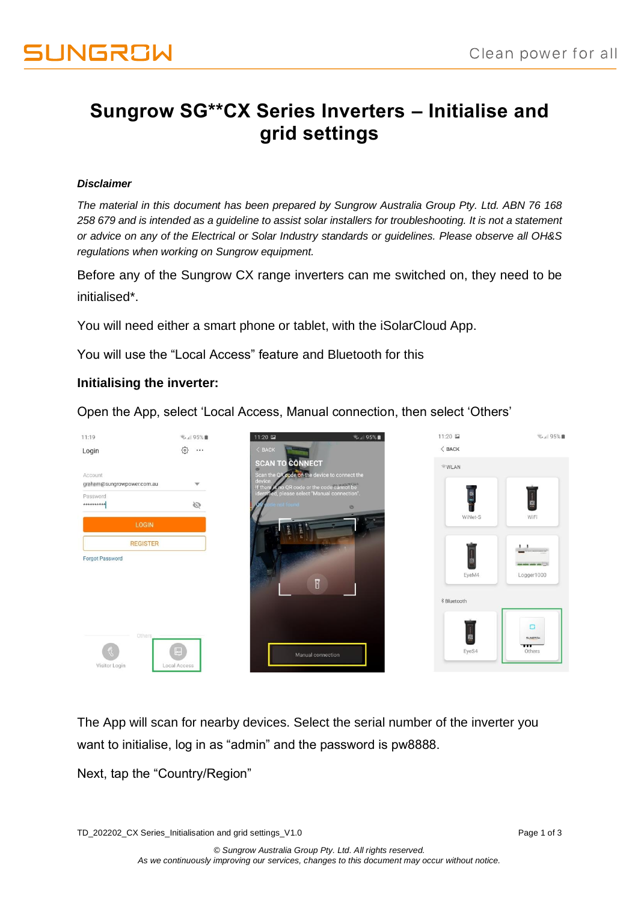# Sungrow SG**CX Series Inverters – Initialise and grid settings

***Disclaimer***

*The material in this document has been prepared by Sungrow Australia Group Pty. Ltd. ABN 76 168 258 679 and is intended as a guideline to assist solar installers for troubleshooting. It is not a statement or advice on any of the Electrical or Solar Industry standards or guidelines. Please observe all OH&S regulations when working on Sungrow equipment.*

Before any of the Sungrow CX range inverters can me switched on, they need to be initialised*.

You will need either a smart phone or tablet, with the iSolarCloud App.

You will use the “Local Access” feature and Bluetooth for this

**Initialising the inverter:**

Open the App, select ‘Local Access, Manual connection, then select ‘Others’

The App will scan for nearby devices. Select the serial number of the inverter you want to initialise, log in as “admin” and the password is pw8888.

Next, tap the “Country/Region”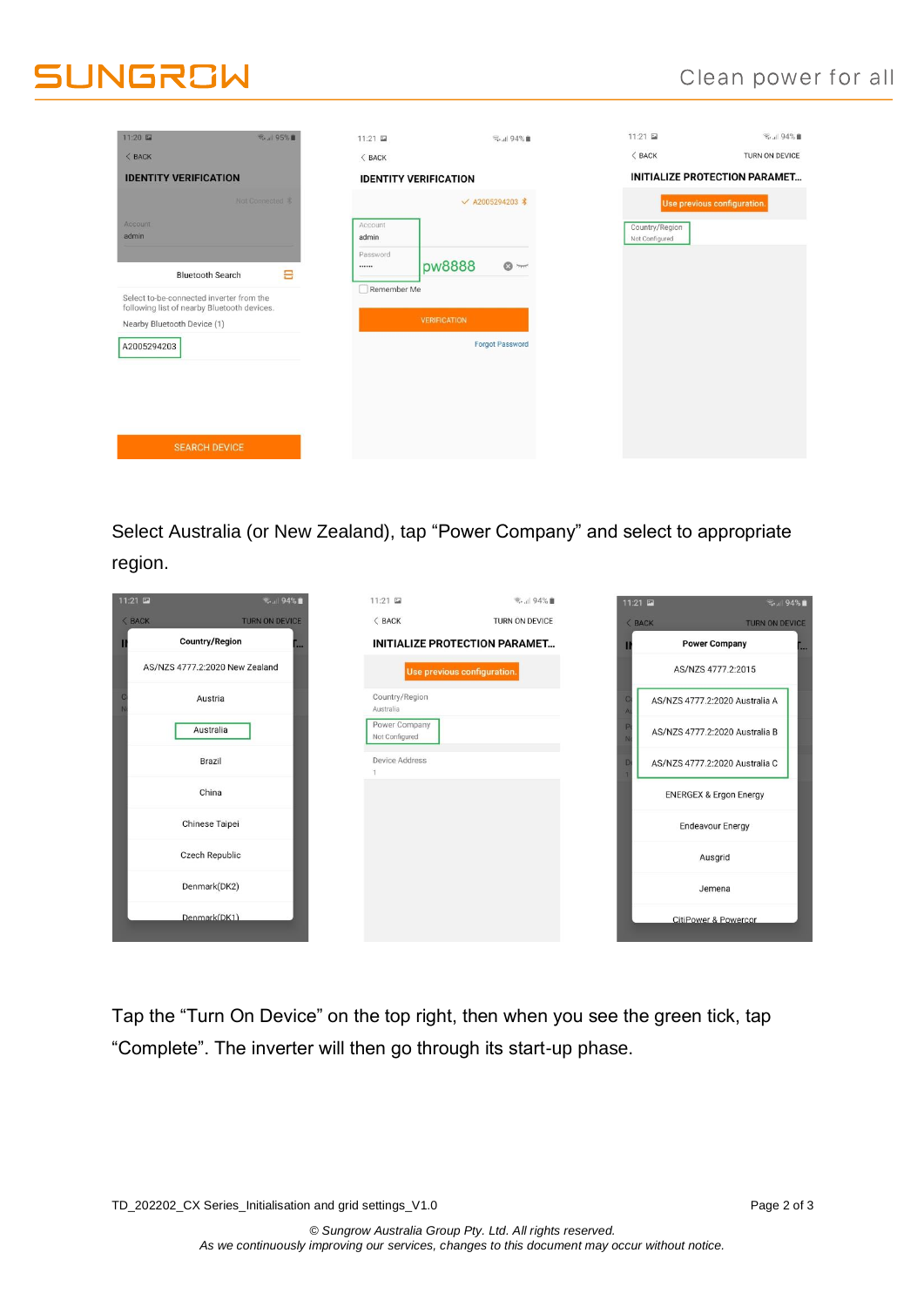Select Australia (or New Zealand), tap "Power Company" and select to appropriate region.

Tap the "Turn On Device" on the top right, then when you see the green tick, tap "Complete". The inverter will then go through its start-up phase.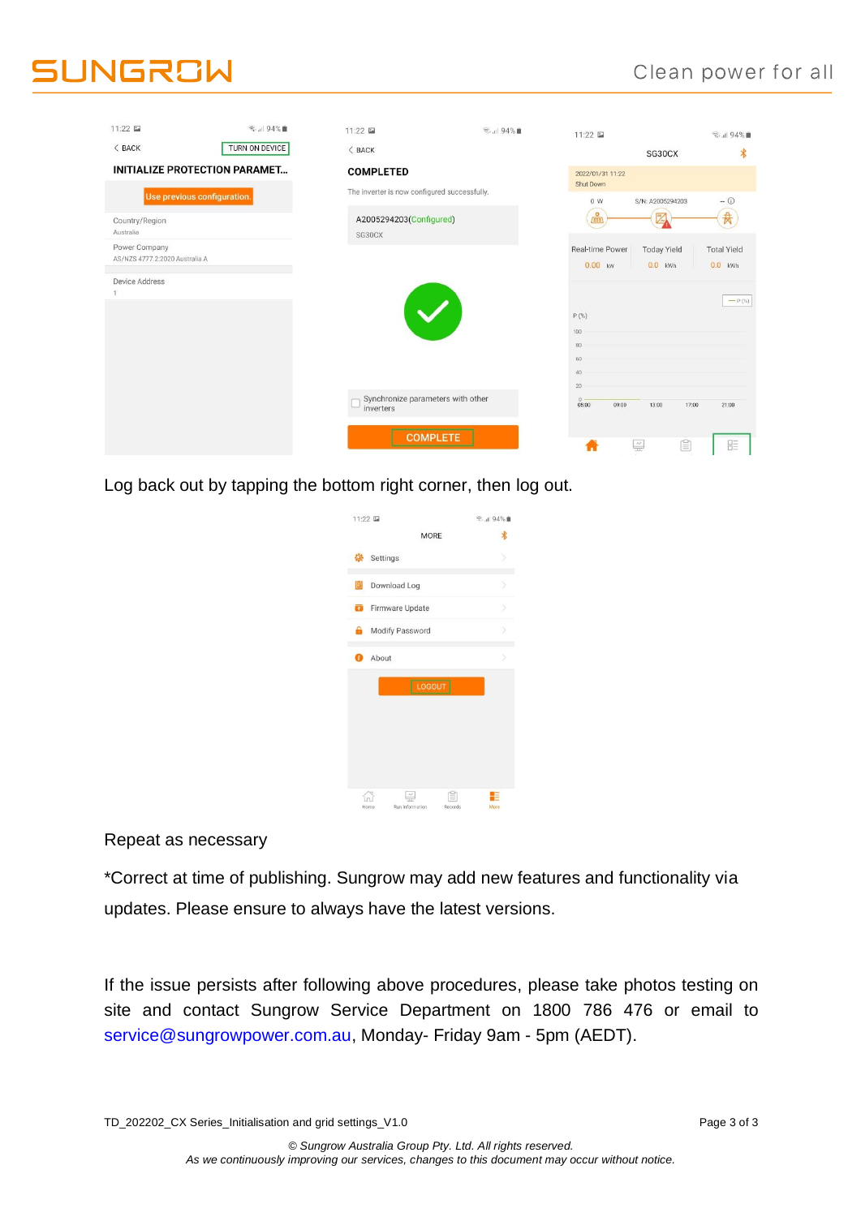Log back out by tapping the bottom right corner, then log out.

Repeat as necessary

*Correct at time of publishing. Sungrow may add new features and functionality via updates. Please ensure to always have the latest versions.

If the issue persists after following above procedures, please take photos testing on site and contact Sungrow Service Department on 1800 786 476 or email to service@sungrowpower.com.au, Monday- Friday 9am - 5pm (AEDT).